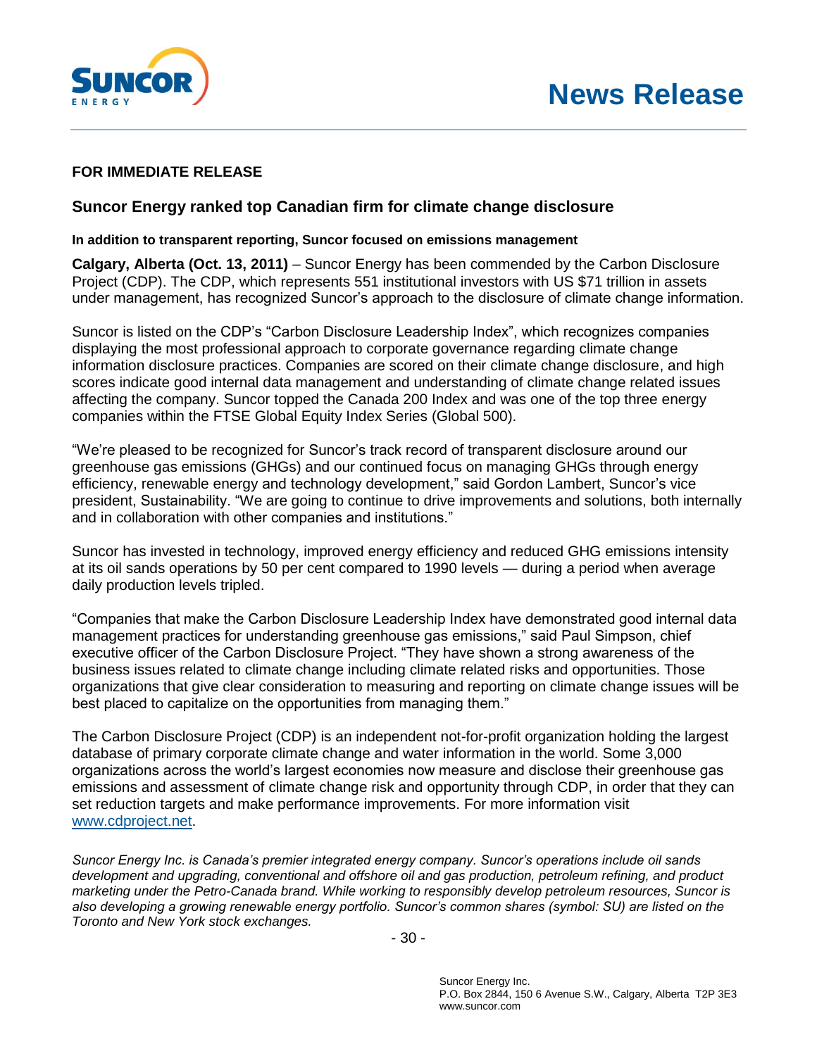# News Release

**FOR IMMEDIATE RELEASE**

## Suncor Energy ranked top Canadian firm for climate change disclosure

**In addition to transparent reporting, Suncor focused on emissions management**

**Calgary, Alberta (Oct. 13, 2011)** – Suncor Energy has been commended by the Carbon Disclosure Project (CDP). The CDP, which represents 551 institutional investors with US $71 trillion in assets under management, has recognized Suncor's approach to the disclosure of climate change information.

Suncor is listed on the CDP's "Carbon Disclosure Leadership Index", which recognizes companies displaying the most professional approach to corporate governance regarding climate change information disclosure practices. Companies are scored on their climate change disclosure, and high scores indicate good internal data management and understanding of climate change related issues affecting the company. Suncor topped the Canada 200 Index and was one of the top three energy companies within the FTSE Global Equity Index Series (Global 500).

"We're pleased to be recognized for Suncor's track record of transparent disclosure around our greenhouse gas emissions (GHGs) and our continued focus on managing GHGs through energy efficiency, renewable energy and technology development," said Gordon Lambert, Suncor's vice president, Sustainability. "We are going to continue to drive improvements and solutions, both internally and in collaboration with other companies and institutions."

Suncor has invested in technology, improved energy efficiency and reduced GHG emissions intensity at its oil sands operations by 50 per cent compared to 1990 levels — during a period when average daily production levels tripled.

"Companies that make the Carbon Disclosure Leadership Index have demonstrated good internal data management practices for understanding greenhouse gas emissions," said Paul Simpson, chief executive officer of the Carbon Disclosure Project. "They have shown a strong awareness of the business issues related to climate change including climate related risks and opportunities. Those organizations that give clear consideration to measuring and reporting on climate change issues will be best placed to capitalize on the opportunities from managing them."

The Carbon Disclosure Project (CDP) is an independent not-for-profit organization holding the largest database of primary corporate climate change and water information in the world. Some 3,000 organizations across the world's largest economies now measure and disclose their greenhouse gas emissions and assessment of climate change risk and opportunity through CDP, in order that they can set reduction targets and make performance improvements. For more information visit www.cdproject.net.

*Suncor Energy Inc. is Canada's premier integrated energy company. Suncor's operations include oil sands development and upgrading, conventional and offshore oil and gas production, petroleum refining, and product marketing under the Petro-Canada brand. While working to responsibly develop petroleum resources, Suncor is also developing a growing renewable energy portfolio. Suncor's common shares (symbol: SU) are listed on the Toronto and New York stock exchanges.*

Suncor Energy Inc.
P.O. Box 2844, 150 6 Avenue S.W., Calgary, Alberta T2P 3E3
www.suncor.com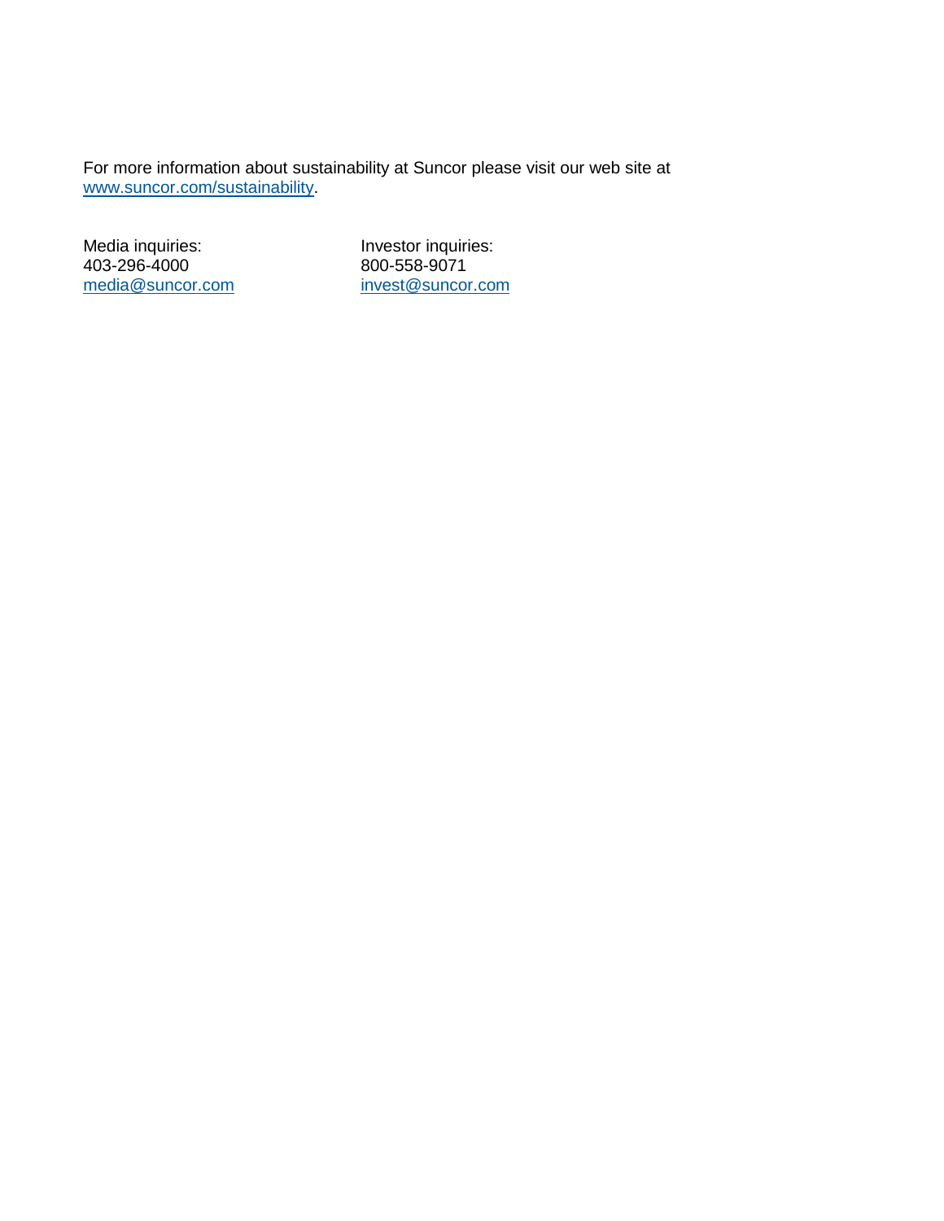For more information about sustainability at Suncor please visit our web site at www.suncor.com/sustainability.

Media inquiries:
403-296-4000
media@suncor.com

Investor inquiries:
800-558-9071
invest@suncor.com